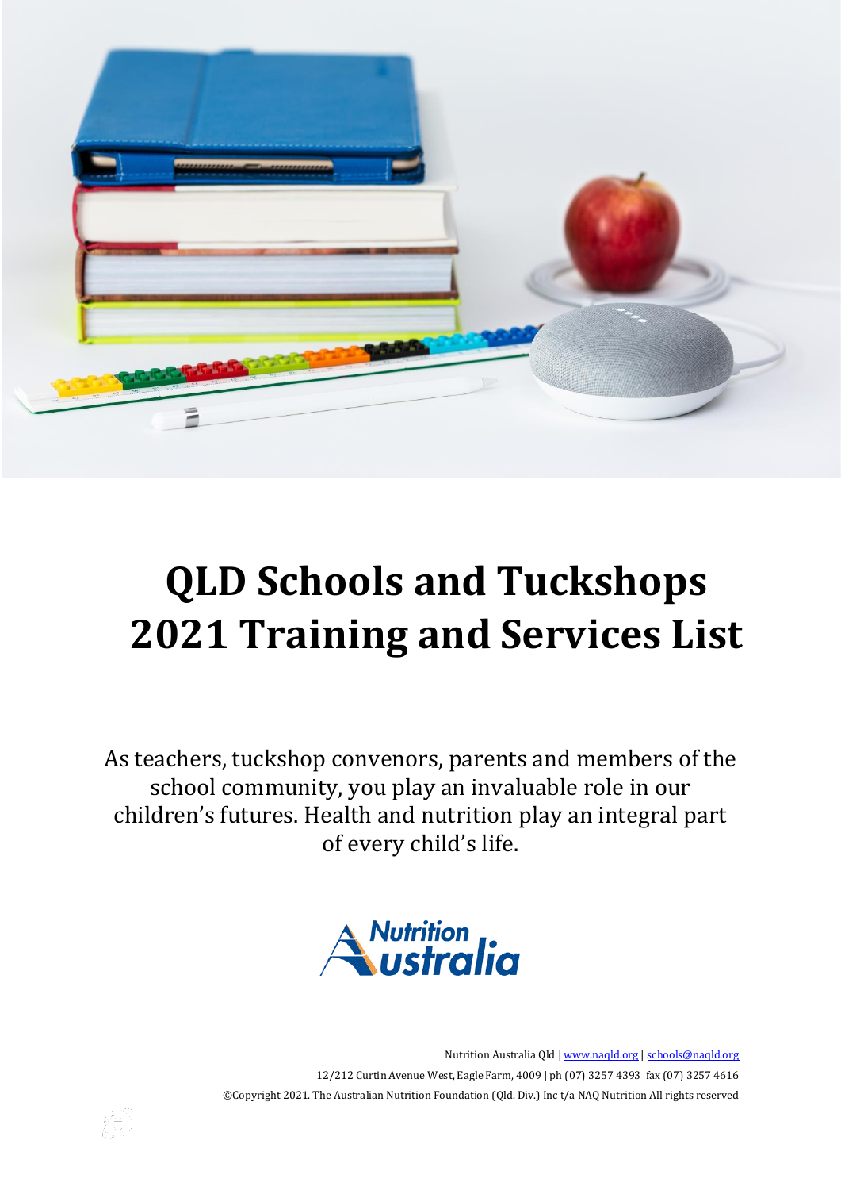# QLD Schools and Tuckshops 2021 Training and Services List

As teachers, tuckshop convenors, parents and members of the school community, you play an invaluable role in our children's futures. Health and nutrition play an integral part of every child's life.

Nutrition Australia

Nutrition Australia Qld | www.naqld.org | schools@naqld.org

12/212 Curtin Avenue West, Eagle Farm, 4009 | ph (07) 3257 4393 fax (07) 3257 4616

©Copyright 2021. The Australian Nutrition Foundation (Qld. Div.) Inc t/a NAQ Nutrition All rights reserved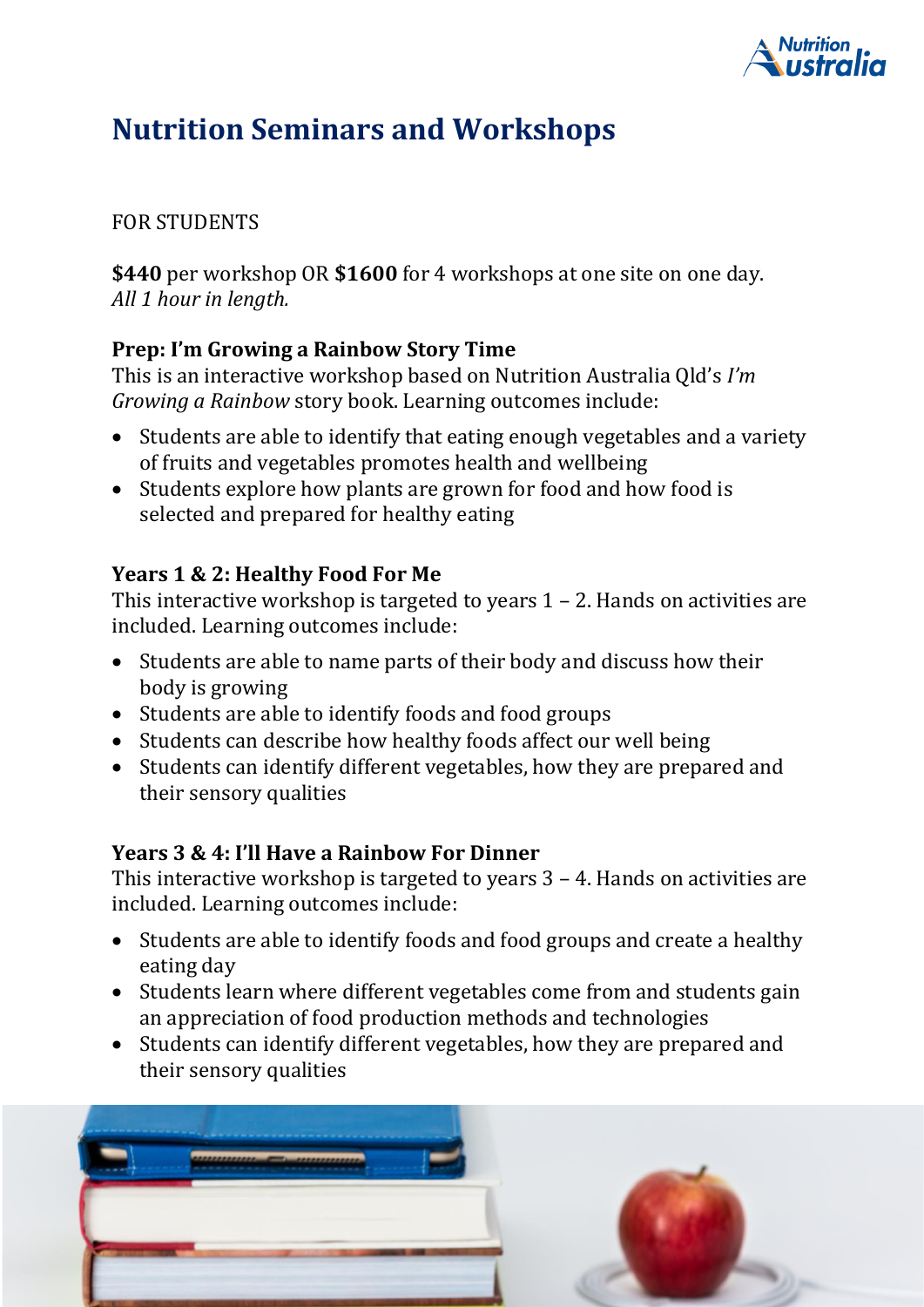# Nutrition Seminars and Workshops

FOR STUDENTS

**$440** per workshop OR **$1600** for 4 workshops at one site on one day.
*All 1 hour in length.*

**Prep: I'm Growing a Rainbow Story Time**
This is an interactive workshop based on Nutrition Australia Qld's *I'm Growing a Rainbow* story book. Learning outcomes include:

- Students are able to identify that eating enough vegetables and a variety of fruits and vegetables promotes health and wellbeing
- Students explore how plants are grown for food and how food is selected and prepared for healthy eating

**Years 1 & 2: Healthy Food For Me**
This interactive workshop is targeted to years 1 – 2. Hands on activities are included. Learning outcomes include:

- Students are able to name parts of their body and discuss how their body is growing
- Students are able to identify foods and food groups
- Students can describe how healthy foods affect our well being
- Students can identify different vegetables, how they are prepared and their sensory qualities

**Years 3 & 4: I'll Have a Rainbow For Dinner**
This interactive workshop is targeted to years 3 – 4. Hands on activities are included. Learning outcomes include:

- Students are able to identify foods and food groups and create a healthy eating day
- Students learn where different vegetables come from and students gain an appreciation of food production methods and technologies
- Students can identify different vegetables, how they are prepared and their sensory qualities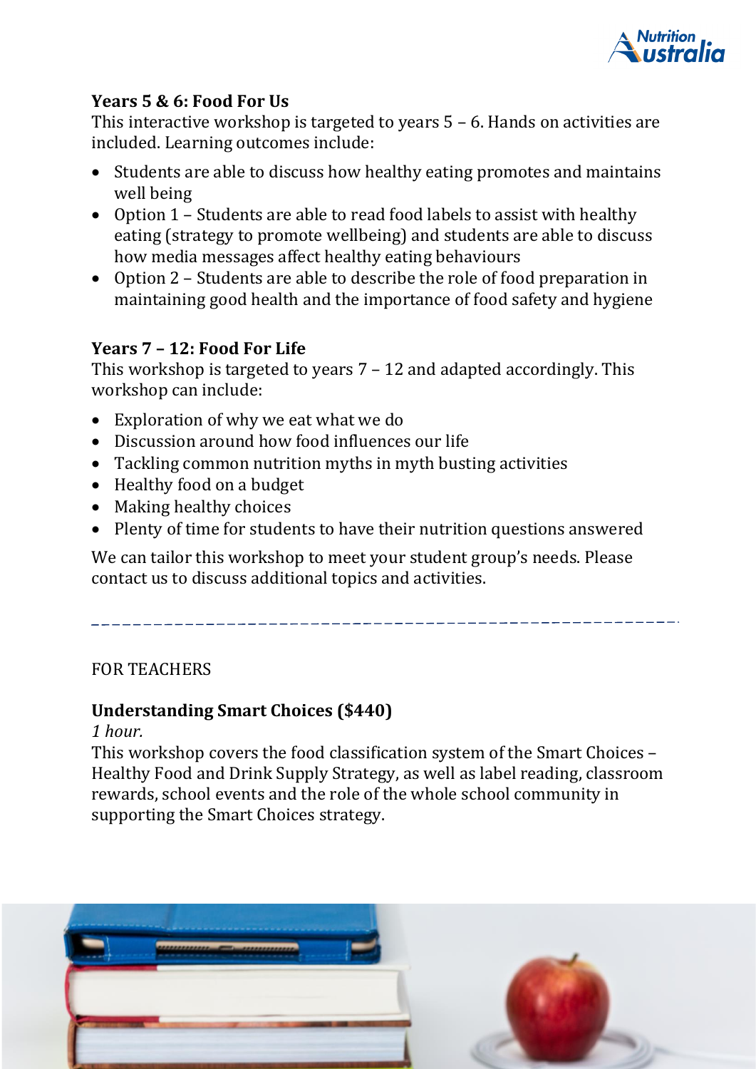### Years 5 & 6: Food For Us

This interactive workshop is targeted to years 5 – 6. Hands on activities are included. Learning outcomes include:

- Students are able to discuss how healthy eating promotes and maintains well being
- Option 1 – Students are able to read food labels to assist with healthy eating (strategy to promote wellbeing) and students are able to discuss how media messages affect healthy eating behaviours
- Option 2 – Students are able to describe the role of food preparation in maintaining good health and the importance of food safety and hygiene

### Years 7 – 12: Food For Life

This workshop is targeted to years 7 – 12 and adapted accordingly. This workshop can include:

- Exploration of why we eat what we do
- Discussion around how food influences our life
- Tackling common nutrition myths in myth busting activities
- Healthy food on a budget
- Making healthy choices
- Plenty of time for students to have their nutrition questions answered

We can tailor this workshop to meet your student group's needs. Please contact us to discuss additional topics and activities.

---

FOR TEACHERS

### Understanding Smart Choices ($440)

*1 hour.*

This workshop covers the food classification system of the Smart Choices – Healthy Food and Drink Supply Strategy, as well as label reading, classroom rewards, school events and the role of the whole school community in supporting the Smart Choices strategy.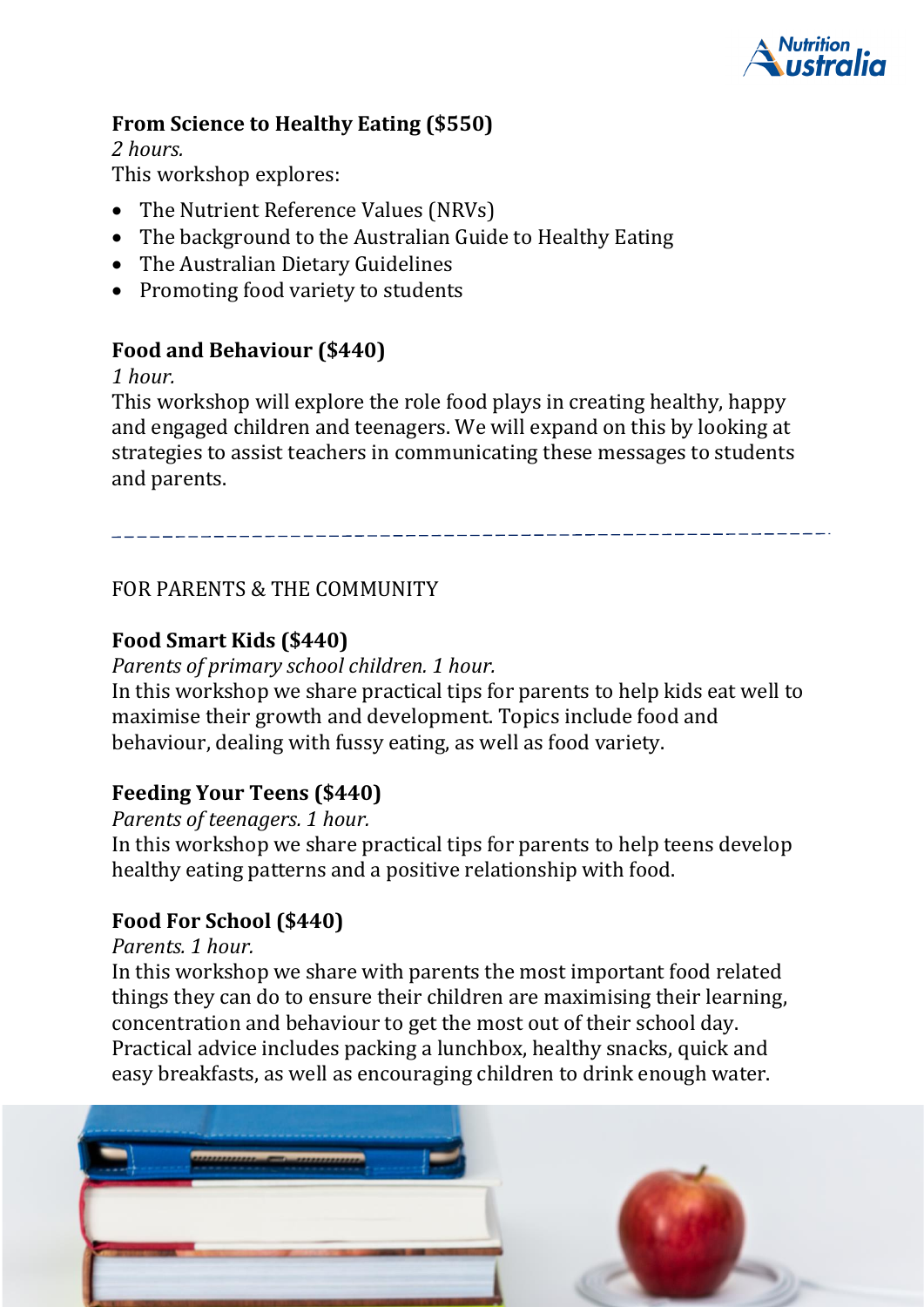### From Science to Healthy Eating ($550)

*2 hours.*

This workshop explores:

- The Nutrient Reference Values (NRVs)
- The background to the Australian Guide to Healthy Eating
- The Australian Dietary Guidelines
- Promoting food variety to students

### Food and Behaviour ($440)

*1 hour.*

This workshop will explore the role food plays in creating healthy, happy and engaged children and teenagers. We will expand on this by looking at strategies to assist teachers in communicating these messages to students and parents.

---

## FOR PARENTS & THE COMMUNITY

### Food Smart Kids ($440)

*Parents of primary school children. 1 hour.*

In this workshop we share practical tips for parents to help kids eat well to maximise their growth and development. Topics include food and behaviour, dealing with fussy eating, as well as food variety.

### Feeding Your Teens ($440)

*Parents of teenagers. 1 hour.*

In this workshop we share practical tips for parents to help teens develop healthy eating patterns and a positive relationship with food.

### Food For School ($440)

*Parents. 1 hour.*

In this workshop we share with parents the most important food related things they can do to ensure their children are maximising their learning, concentration and behaviour to get the most out of their school day. Practical advice includes packing a lunchbox, healthy snacks, quick and easy breakfasts, as well as encouraging children to drink enough water.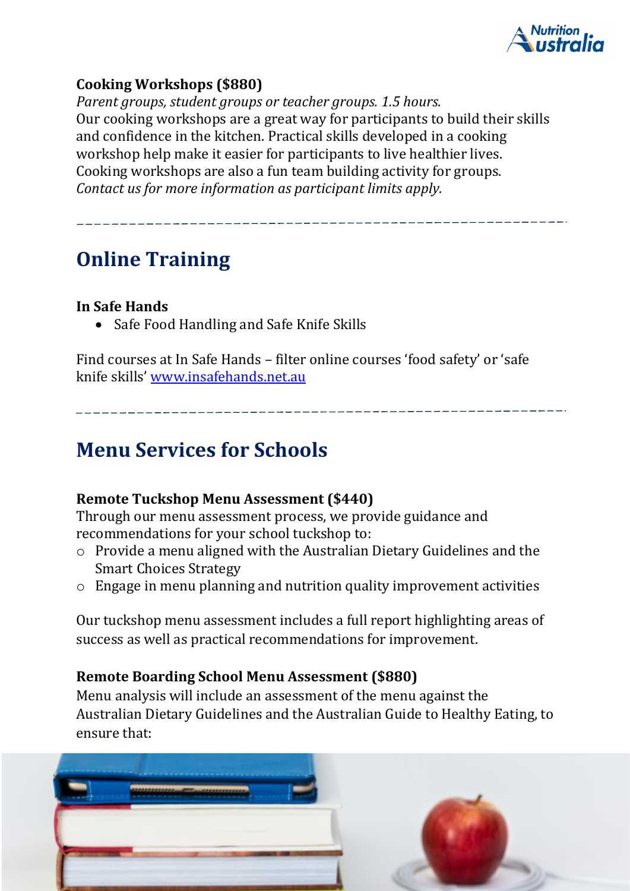**Cooking Workshops ($880)**

*Parent groups, student groups or teacher groups. 1.5 hours.*

Our cooking workshops are a great way for participants to build their skills and confidence in the kitchen. Practical skills developed in a cooking workshop help make it easier for participants to live healthier lives. Cooking workshops are also a fun team building activity for groups.

*Contact us for more information as participant limits apply.*

---

## Online Training

**In Safe Hands**

- Safe Food Handling and Safe Knife Skills

Find courses at In Safe Hands – filter online courses 'food safety' or 'safe knife skills' [www.insafehands.net.au](www.insafehands.net.au)

---

## Menu Services for Schools

**Remote Tuckshop Menu Assessment ($440)**

Through our menu assessment process, we provide guidance and recommendations for your school tuckshop to:

- Provide a menu aligned with the Australian Dietary Guidelines and the Smart Choices Strategy
- Engage in menu planning and nutrition quality improvement activities

Our tuckshop menu assessment includes a full report highlighting areas of success as well as practical recommendations for improvement.

**Remote Boarding School Menu Assessment ($880)**

Menu analysis will include an assessment of the menu against the Australian Dietary Guidelines and the Australian Guide to Healthy Eating, to ensure that: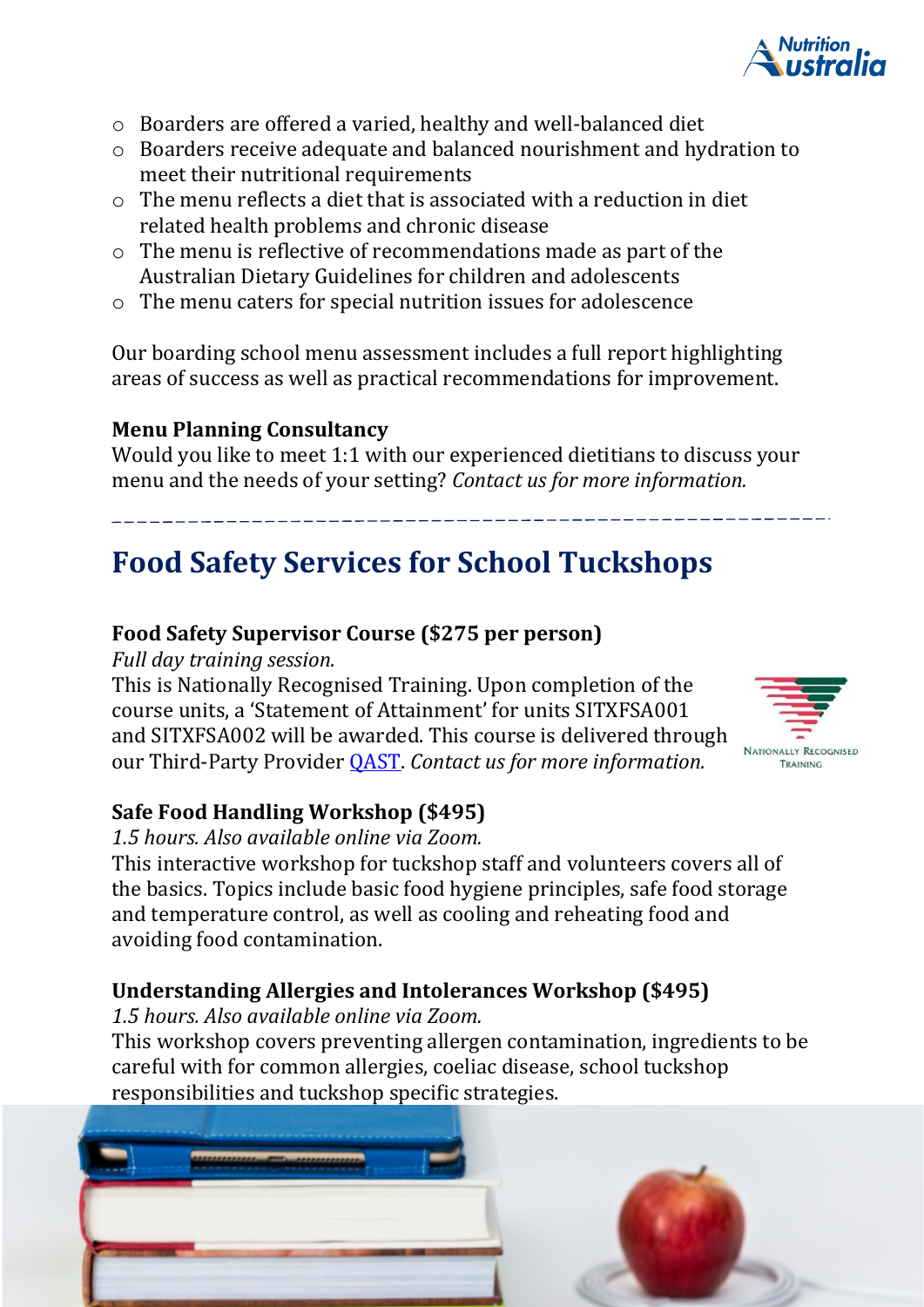- Boarders are offered a varied, healthy and well-balanced diet
- Boarders receive adequate and balanced nourishment and hydration to meet their nutritional requirements
- The menu reflects a diet that is associated with a reduction in diet related health problems and chronic disease
- The menu is reflective of recommendations made as part of the Australian Dietary Guidelines for children and adolescents
- The menu caters for special nutrition issues for adolescence

Our boarding school menu assessment includes a full report highlighting areas of success as well as practical recommendations for improvement.

**Menu Planning Consultancy**

Would you like to meet 1:1 with our experienced dietitians to discuss your menu and the needs of your setting? *Contact us for more information.*

---

## Food Safety Services for School Tuckshops

**Food Safety Supervisor Course ($275 per person)**

*Full day training session.*

This is Nationally Recognised Training. Upon completion of the course units, a 'Statement of Attainment' for units SITXFSA001 and SITXFSA002 will be awarded. This course is delivered through our Third-Party Provider QAST. *Contact us for more information.*

**Safe Food Handling Workshop ($495)**

*1.5 hours. Also available online via Zoom.*

This interactive workshop for tuckshop staff and volunteers covers all of the basics. Topics include basic food hygiene principles, safe food storage and temperature control, as well as cooling and reheating food and avoiding food contamination.

**Understanding Allergies and Intolerances Workshop ($495)**

*1.5 hours. Also available online via Zoom.*

This workshop covers preventing allergen contamination, ingredients to be careful with for common allergies, coeliac disease, school tuckshop responsibilities and tuckshop specific strategies.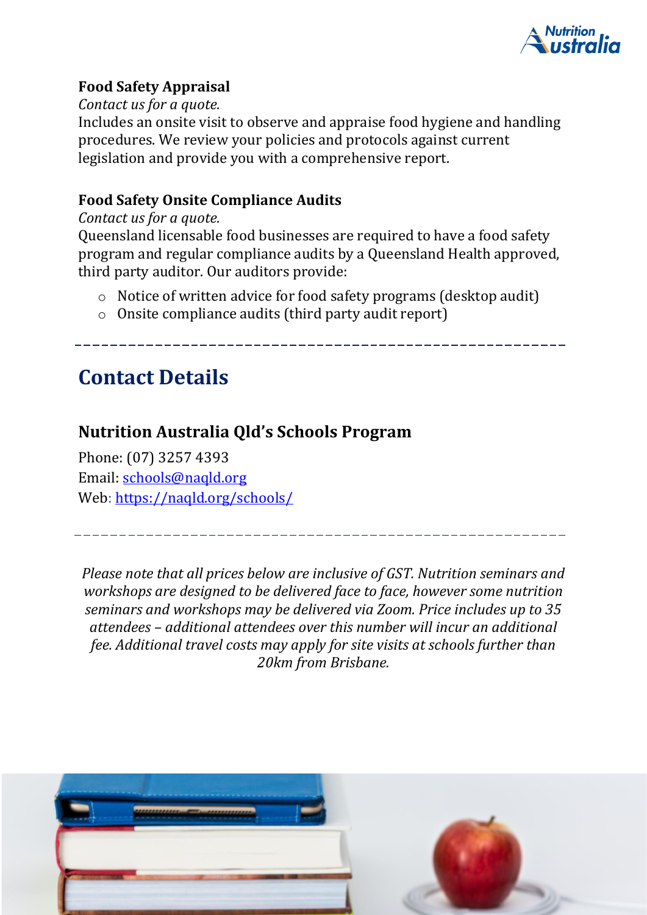### Food Safety Appraisal

*Contact us for a quote.*

Includes an onsite visit to observe and appraise food hygiene and handling procedures. We review your policies and protocols against current legislation and provide you with a comprehensive report.

### Food Safety Onsite Compliance Audits

*Contact us for a quote.*

Queensland licensable food businesses are required to have a food safety program and regular compliance audits by a Queensland Health approved, third party auditor. Our auditors provide:

- Notice of written advice for food safety programs (desktop audit)
- Onsite compliance audits (third party audit report)

---

## Contact Details

### Nutrition Australia Qld's Schools Program

Phone: (07) 3257 4393
Email: [schools@naqld.org](mailto:schools@naqld.org)
Web: [https://naqld.org/schools/](https://naqld.org/schools/)

---

*Please note that all prices below are inclusive of GST. Nutrition seminars and workshops are designed to be delivered face to face, however some nutrition seminars and workshops may be delivered via Zoom. Price includes up to 35 attendees – additional attendees over this number will incur an additional fee. Additional travel costs may apply for site visits at schools further than 20km from Brisbane.*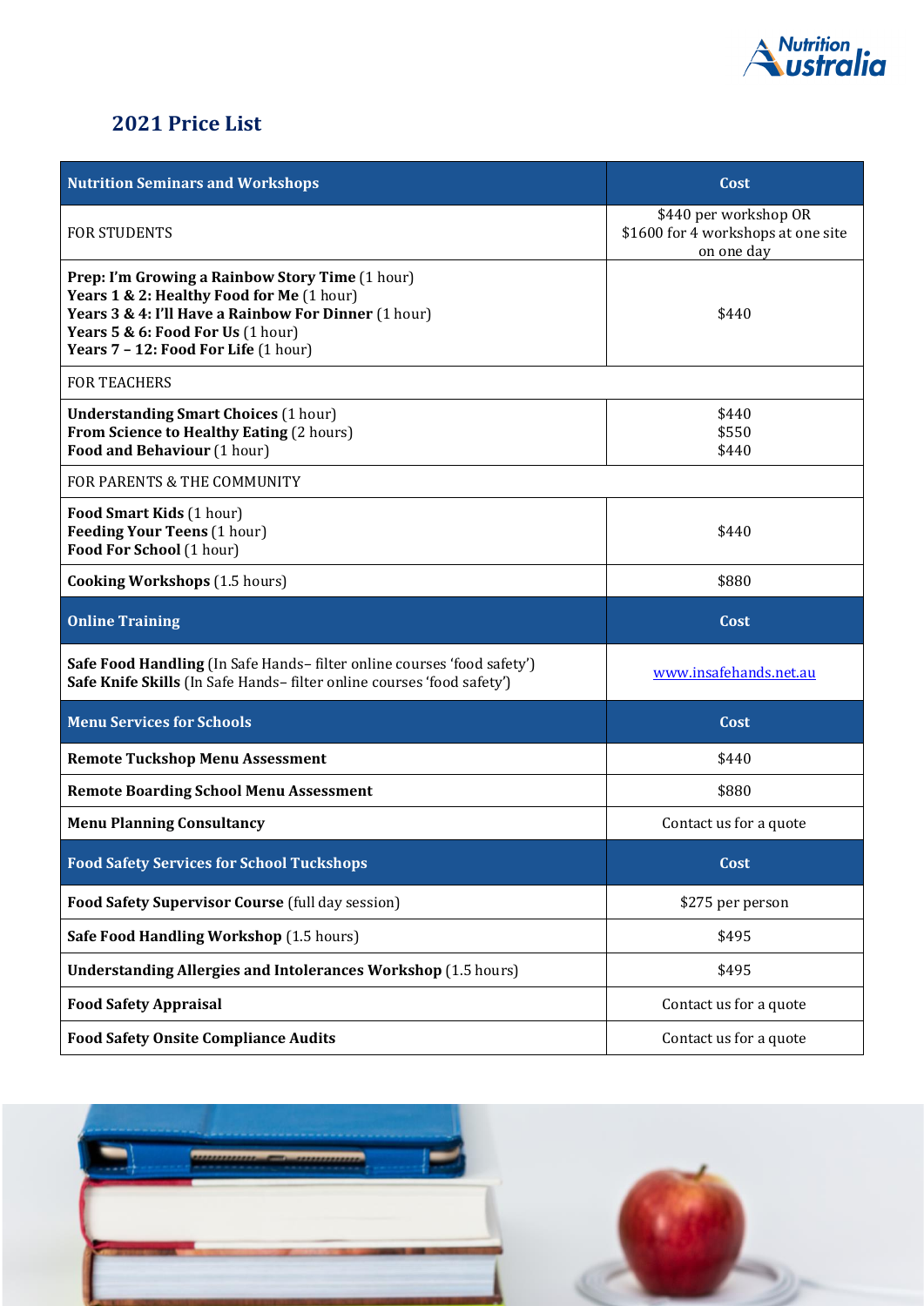## 2021 Price List

| Nutrition Seminars and Workshops | Cost |
|---|---|
| FOR STUDENTS | $440 per workshop OR $1600 for 4 workshops at one site on one day |
| **Prep: I'm Growing a Rainbow Story Time** (1 hour)<br>**Years 1 & 2: Healthy Food for Me** (1 hour)<br>**Years 3 & 4: I'll Have a Rainbow For Dinner** (1 hour)<br>**Years 5 & 6: Food For Us** (1 hour)<br>**Years 7 – 12: Food For Life** (1 hour) | $440 |
| FOR TEACHERS | |
| **Understanding Smart Choices** (1 hour)<br>**From Science to Healthy Eating** (2 hours)<br>**Food and Behaviour** (1 hour) | $440<br>$550<br>$440 |
| FOR PARENTS & THE COMMUNITY | |
| **Food Smart Kids** (1 hour)<br>**Feeding Your Teens** (1 hour)<br>**Food For School** (1 hour) | $440 |
| **Cooking Workshops** (1.5 hours) | $880 |
| **Online Training** | **Cost** |
| **Safe Food Handling** (In Safe Hands– filter online courses 'food safety')<br>**Safe Knife Skills** (In Safe Hands– filter online courses 'food safety') | www.insafehands.net.au |
| **Menu Services for Schools** | **Cost** |
| **Remote Tuckshop Menu Assessment** | $440 |
| **Remote Boarding School Menu Assessment** | $880 |
| **Menu Planning Consultancy** | Contact us for a quote |
| **Food Safety Services for School Tuckshops** | **Cost** |
| **Food Safety Supervisor Course** (full day session) | $275 per person |
| **Safe Food Handling Workshop** (1.5 hours) | $495 |
| **Understanding Allergies and Intolerances Workshop** (1.5 hours) | $495 |
| **Food Safety Appraisal** | Contact us for a quote |
| **Food Safety Onsite Compliance Audits** | Contact us for a quote |